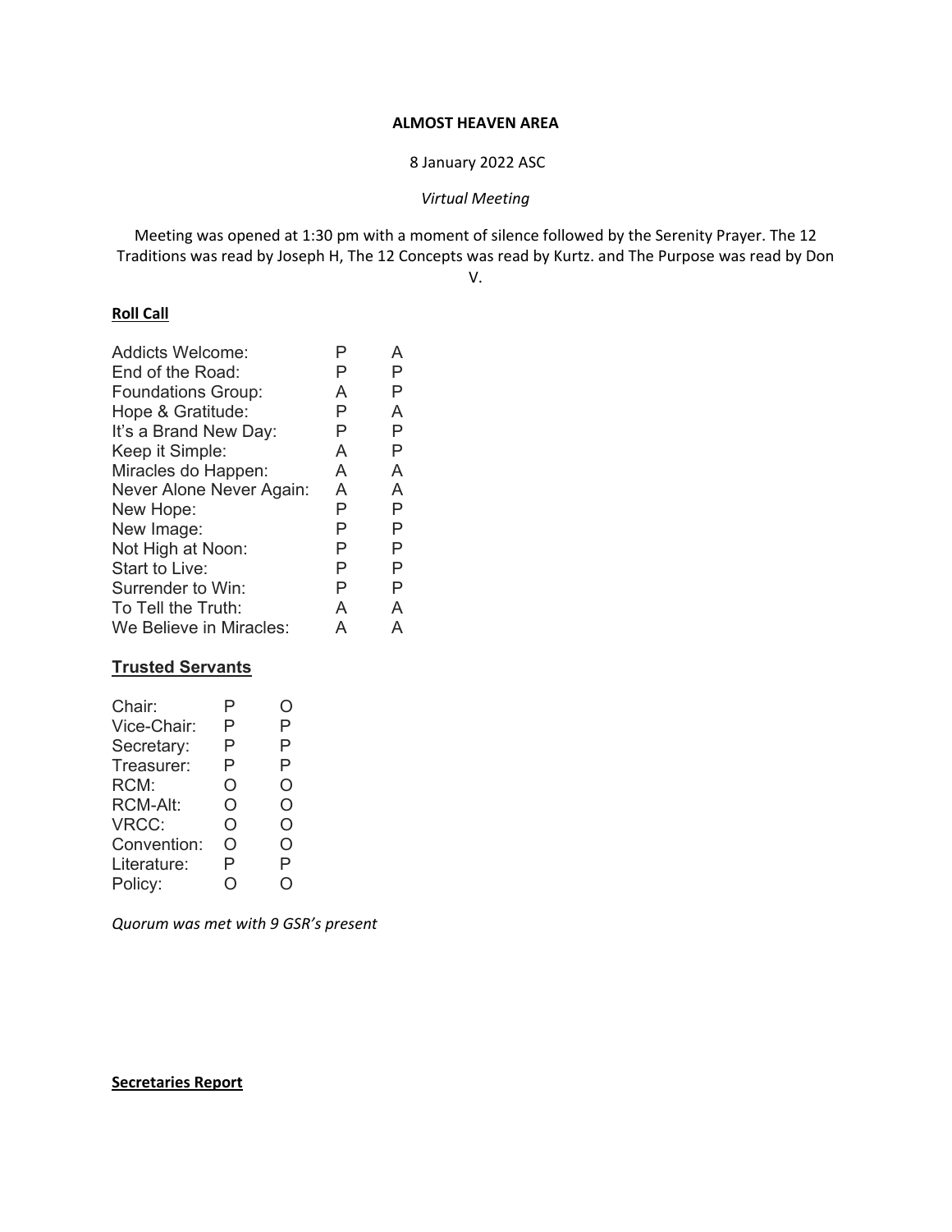**ALMOST HEAVEN AREA**

8 January 2022 ASC

*Virtual Meeting*

Meeting was opened at 1:30 pm with a moment of silence followed by the Serenity Prayer. The 12 Traditions was read by Joseph H, The 12 Concepts was read by Kurtz. and The Purpose was read by Don V.

**Roll Call**

| | | |
|---|---|---|
| Addicts Welcome: | P | A |
| End of the Road: | P | P |
| Foundations Group: | A | P |
| Hope & Gratitude: | P | A |
| It's a Brand New Day: | P | P |
| Keep it Simple: | A | P |
| Miracles do Happen: | A | A |
| Never Alone Never Again: | A | A |
| New Hope: | P | P |
| New Image: | P | P |
| Not High at Noon: | P | P |
| Start to Live: | P | P |
| Surrender to Win: | P | P |
| To Tell the Truth: | A | A |
| We Believe in Miracles: | A | A |

## Trusted Servants

| | | |
|---|---|---|
| Chair: | P | O |
| Vice-Chair: | P | P |
| Secretary: | P | P |
| Treasurer: | P | P |
| RCM: | O | O |
| RCM-Alt: | O | O |
| VRCC: | O | O |
| Convention: | O | O |
| Literature: | P | P |
| Policy: | O | O |

*Quorum was met with 9 GSR's present*

**Secretaries Report**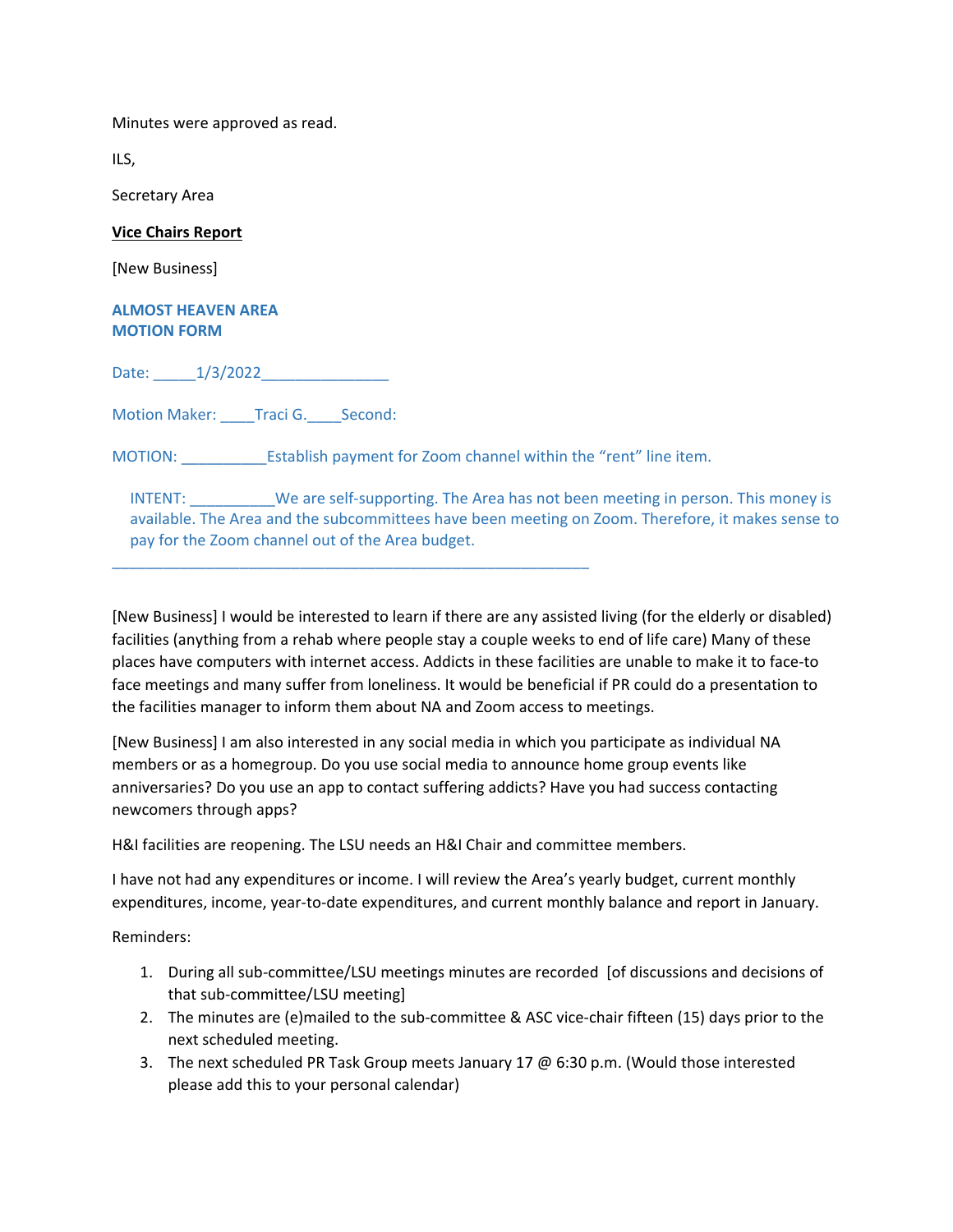Minutes were approved as read.

ILS,

Secretary Area

**Vice Chairs Report**

[New Business]

**ALMOST HEAVEN AREA**
**MOTION FORM**

Date: _____1/3/2022_______________

Motion Maker: ____Traci G.____Second:

MOTION: __________Establish payment for Zoom channel within the "rent" line item.

INTENT: __________We are self-supporting. The Area has not been meeting in person. This money is available. The Area and the subcommittees have been meeting on Zoom. Therefore, it makes sense to pay for the Zoom channel out of the Area budget.

___________________________________________________________

[New Business] I would be interested to learn if there are any assisted living (for the elderly or disabled) facilities (anything from a rehab where people stay a couple weeks to end of life care) Many of these places have computers with internet access. Addicts in these facilities are unable to make it to face-to face meetings and many suffer from loneliness. It would be beneficial if PR could do a presentation to the facilities manager to inform them about NA and Zoom access to meetings.

[New Business] I am also interested in any social media in which you participate as individual NA members or as a homegroup. Do you use social media to announce home group events like anniversaries? Do you use an app to contact suffering addicts? Have you had success contacting newcomers through apps?

H&I facilities are reopening. The LSU needs an H&I Chair and committee members.

I have not had any expenditures or income. I will review the Area's yearly budget, current monthly expenditures, income, year-to-date expenditures, and current monthly balance and report in January.

Reminders:

1. During all sub-committee/LSU meetings minutes are recorded [of discussions and decisions of that sub-committee/LSU meeting]
2. The minutes are (e)mailed to the sub-committee & ASC vice-chair fifteen (15) days prior to the next scheduled meeting.
3. The next scheduled PR Task Group meets January 17 @ 6:30 p.m. (Would those interested please add this to your personal calendar)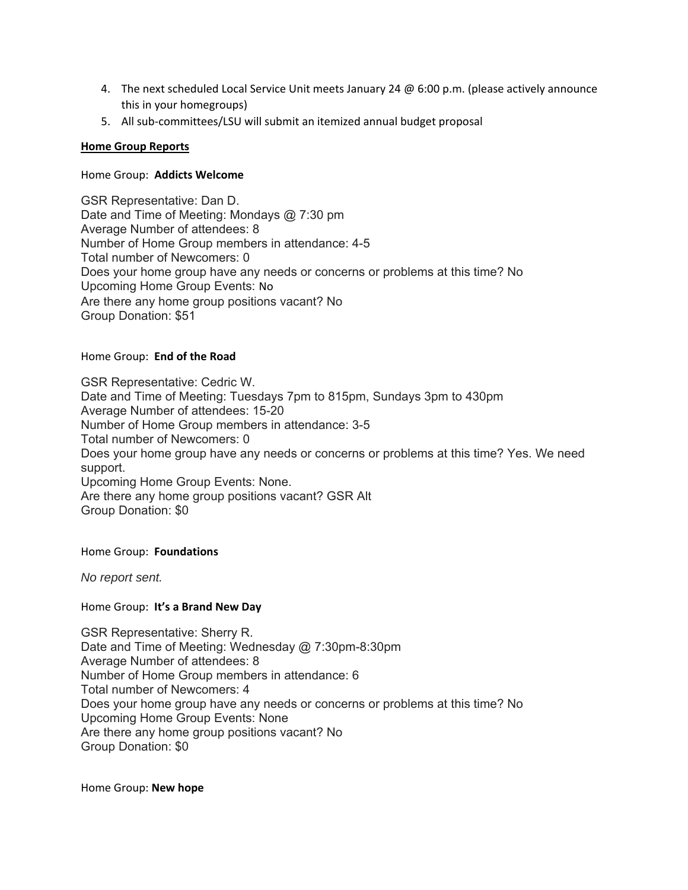4. The next scheduled Local Service Unit meets January 24 @ 6:00 p.m. (please actively announce this in your homegroups)
5. All sub-committees/LSU will submit an itemized annual budget proposal

**<u>Home Group Reports</u>**

Home Group: **Addicts Welcome**

GSR Representative: Dan D.
Date and Time of Meeting: Mondays @ 7:30 pm
Average Number of attendees: 8
Number of Home Group members in attendance: 4-5
Total number of Newcomers: 0
Does your home group have any needs or concerns or problems at this time? No
Upcoming Home Group Events: No
Are there any home group positions vacant? No
Group Donation: $51

Home Group: **End of the Road**

GSR Representative: Cedric W.
Date and Time of Meeting: Tuesdays 7pm to 815pm, Sundays 3pm to 430pm
Average Number of attendees: 15-20
Number of Home Group members in attendance: 3-5
Total number of Newcomers: 0
Does your home group have any needs or concerns or problems at this time? Yes. We need support.
Upcoming Home Group Events: None.
Are there any home group positions vacant? GSR Alt
Group Donation: $0

Home Group: **Foundations**

*No report sent.*

Home Group: **It's a Brand New Day**

GSR Representative: Sherry R.
Date and Time of Meeting: Wednesday @ 7:30pm-8:30pm
Average Number of attendees: 8
Number of Home Group members in attendance: 6
Total number of Newcomers: 4
Does your home group have any needs or concerns or problems at this time? No
Upcoming Home Group Events: None
Are there any home group positions vacant? No
Group Donation: $0

Home Group: **New hope**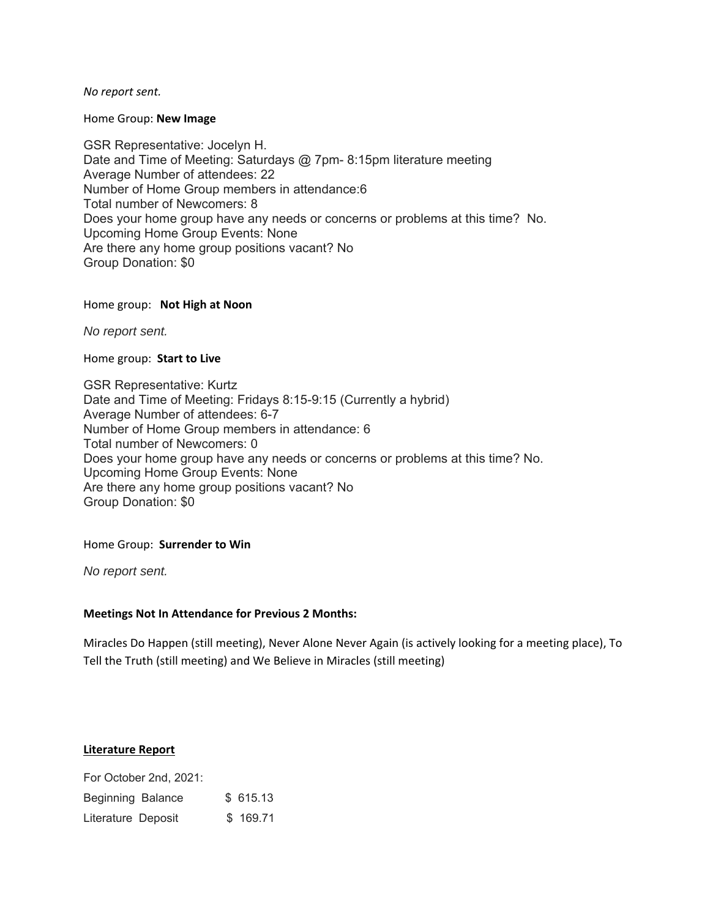*No report sent.*

Home Group: **New Image**

GSR Representative: Jocelyn H.
Date and Time of Meeting: Saturdays @ 7pm- 8:15pm literature meeting
Average Number of attendees: 22
Number of Home Group members in attendance:6
Total number of Newcomers: 8
Does your home group have any needs or concerns or problems at this time? No.
Upcoming Home Group Events: None
Are there any home group positions vacant? No
Group Donation: $0

Home group: **Not High at Noon**

*No report sent.*

Home group: **Start to Live**

GSR Representative: Kurtz
Date and Time of Meeting: Fridays 8:15-9:15 (Currently a hybrid)
Average Number of attendees: 6-7
Number of Home Group members in attendance: 6
Total number of Newcomers: 0
Does your home group have any needs or concerns or problems at this time? No.
Upcoming Home Group Events: None
Are there any home group positions vacant? No
Group Donation: $0

Home Group: **Surrender to Win**

*No report sent.*

**Meetings Not In Attendance for Previous 2 Months:**

Miracles Do Happen (still meeting), Never Alone Never Again (is actively looking for a meeting place), To Tell the Truth (still meeting) and We Believe in Miracles (still meeting)

**Literature Report**

For October 2nd, 2021:

| | |
|---|---|
| Beginning Balance | $ 615.13 |
| Literature Deposit | $ 169.71 |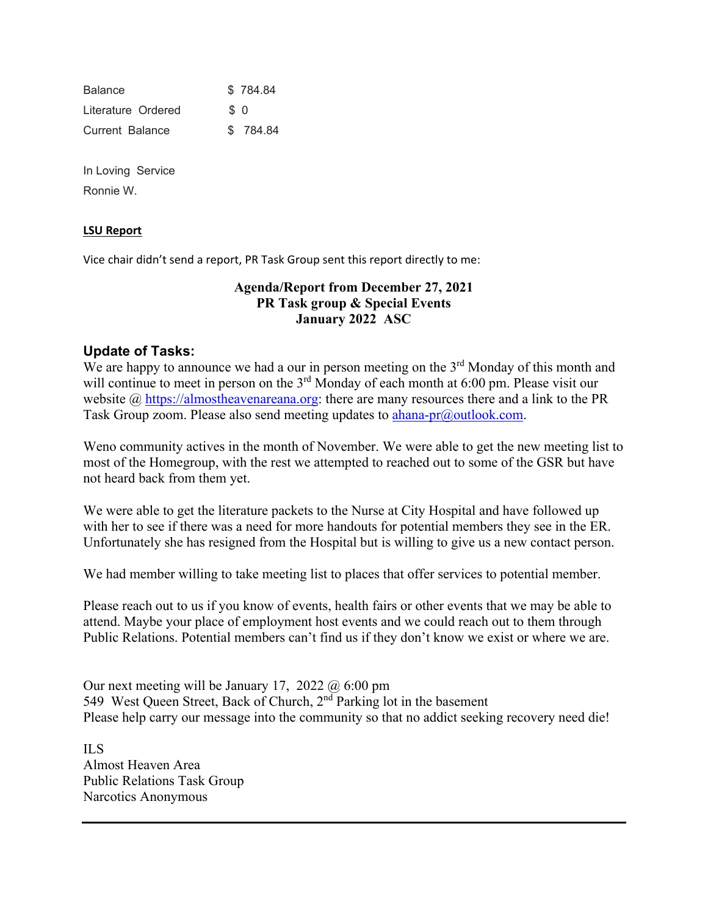| | |
|---|---|
| Balance | $ 784.84 |
| Literature Ordered | $ 0 |
| Current Balance | $ 784.84 |

In Loving Service
Ronnie W.

**LSU Report**

Vice chair didn't send a report, PR Task Group sent this report directly to me:

**Agenda/Report from December 27, 2021**
**PR Task group & Special Events**
**January 2022 ASC**

### Update of Tasks:

We are happy to announce we had a our in person meeting on the 3rd Monday of this month and will continue to meet in person on the 3rd Monday of each month at 6:00 pm. Please visit our website @ https://almostheavenareana.org: there are many resources there and a link to the PR Task Group zoom. Please also send meeting updates to ahana-pr@outlook.com.

Weno community actives in the month of November. We were able to get the new meeting list to most of the Homegroup, with the rest we attempted to reached out to some of the GSR but have not heard back from them yet.

We were able to get the literature packets to the Nurse at City Hospital and have followed up with her to see if there was a need for more handouts for potential members they see in the ER. Unfortunately she has resigned from the Hospital but is willing to give us a new contact person.

We had member willing to take meeting list to places that offer services to potential member.

Please reach out to us if you know of events, health fairs or other events that we may be able to attend. Maybe your place of employment host events and we could reach out to them through Public Relations. Potential members can't find us if they don't know we exist or where we are.

Our next meeting will be January 17, 2022 @ 6:00 pm
549 West Queen Street, Back of Church, 2nd Parking lot in the basement
Please help carry our message into the community so that no addict seeking recovery need die!

ILS
Almost Heaven Area
Public Relations Task Group
Narcotics Anonymous

---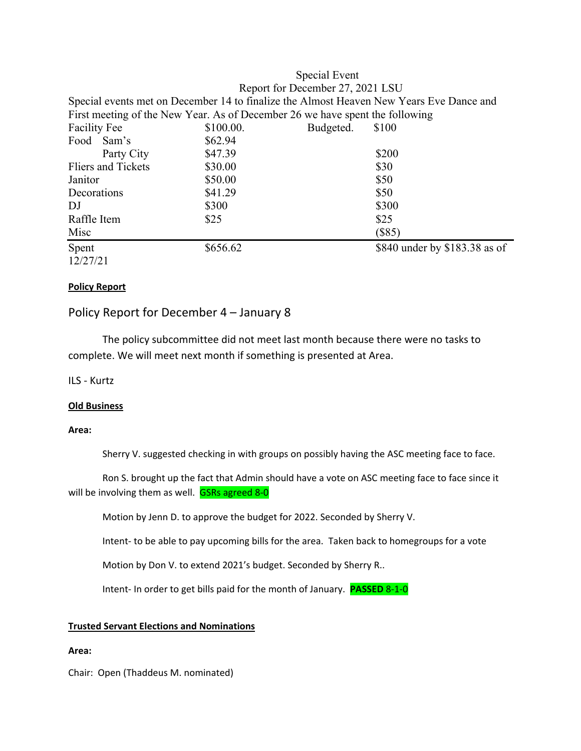Special Event
Report for December 27, 2021 LSU

Special events met on December 14 to finalize the Almost Heaven New Years Eve Dance and First meeting of the New Year. As of December 26 we have spent the following

| | | | |
|---|---|---|---|
| Facility Fee | $100.00. | Budgeted. | $100 |
| Food Sam's | $62.94 | | |
| Party City | $47.39 | | $200 |
| Fliers and Tickets | $30.00 | | $30 |
| Janitor | $50.00 | | $50 |
| Decorations | $41.29 | | $50 |
| DJ | $300 | | $300 |
| Raffle Item | $25 | | $25 |
| Misc | | | ($85) |
| Spent 12/27/21 | $656.62 | | $840 under by $183.38 as of |

**Policy Report**

## Policy Report for December 4 – January 8

The policy subcommittee did not meet last month because there were no tasks to complete. We will meet next month if something is presented at Area.

ILS - Kurtz

**Old Business**

**Area:**

Sherry V. suggested checking in with groups on possibly having the ASC meeting face to face.

Ron S. brought up the fact that Admin should have a vote on ASC meeting face to face since it will be involving them as well. GSRs agreed 8-0

Motion by Jenn D. to approve the budget for 2022. Seconded by Sherry V.

Intent- to be able to pay upcoming bills for the area. Taken back to homegroups for a vote

Motion by Don V. to extend 2021's budget. Seconded by Sherry R..

Intent- In order to get bills paid for the month of January. **PASSED** 8-1-0

**Trusted Servant Elections and Nominations**

**Area:**

Chair: Open (Thaddeus M. nominated)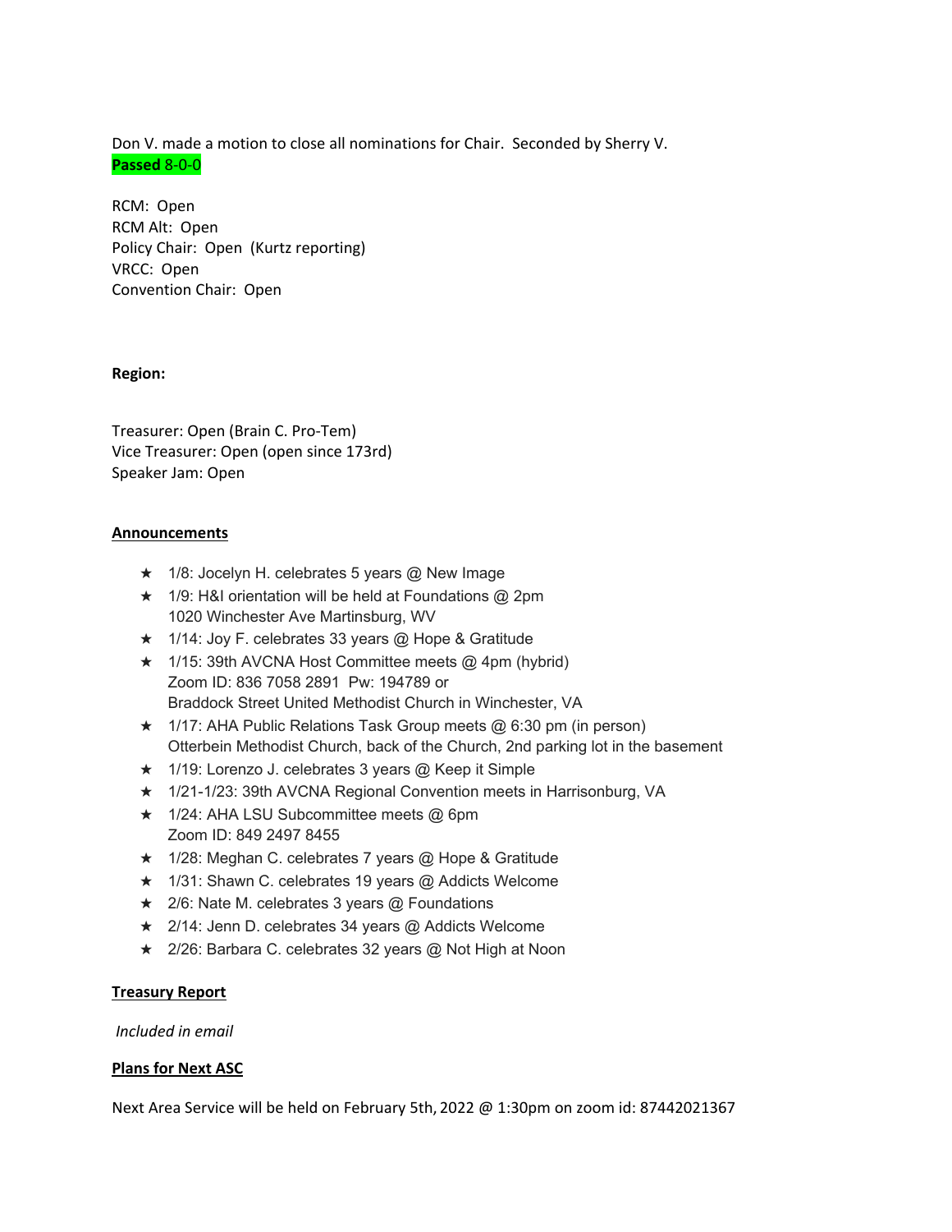Don V. made a motion to close all nominations for Chair. Seconded by Sherry V.
**Passed** 8-0-0

RCM: Open
RCM Alt: Open
Policy Chair: Open (Kurtz reporting)
VRCC: Open
Convention Chair: Open

**Region:**

Treasurer: Open (Brain C. Pro-Tem)
Vice Treasurer: Open (open since 173rd)
Speaker Jam: Open

**Announcements**

- ★ 1/8: Jocelyn H. celebrates 5 years @ New Image
- ★ 1/9: H&I orientation will be held at Foundations @ 2pm
  1020 Winchester Ave Martinsburg, WV
- ★ 1/14: Joy F. celebrates 33 years @ Hope & Gratitude
- ★ 1/15: 39th AVCNA Host Committee meets @ 4pm (hybrid)
  Zoom ID: 836 7058 2891 Pw: 194789 or
  Braddock Street United Methodist Church in Winchester, VA
- ★ 1/17: AHA Public Relations Task Group meets @ 6:30 pm (in person)
  Otterbein Methodist Church, back of the Church, 2nd parking lot in the basement
- ★ 1/19: Lorenzo J. celebrates 3 years @ Keep it Simple
- ★ 1/21-1/23: 39th AVCNA Regional Convention meets in Harrisonburg, VA
- ★ 1/24: AHA LSU Subcommittee meets @ 6pm
  Zoom ID: 849 2497 8455
- ★ 1/28: Meghan C. celebrates 7 years @ Hope & Gratitude
- ★ 1/31: Shawn C. celebrates 19 years @ Addicts Welcome
- ★ 2/6: Nate M. celebrates 3 years @ Foundations
- ★ 2/14: Jenn D. celebrates 34 years @ Addicts Welcome
- ★ 2/26: Barbara C. celebrates 32 years @ Not High at Noon

**Treasury Report**

*Included in email*

**Plans for Next ASC**

Next Area Service will be held on February 5th, 2022 @ 1:30pm on zoom id: 87442021367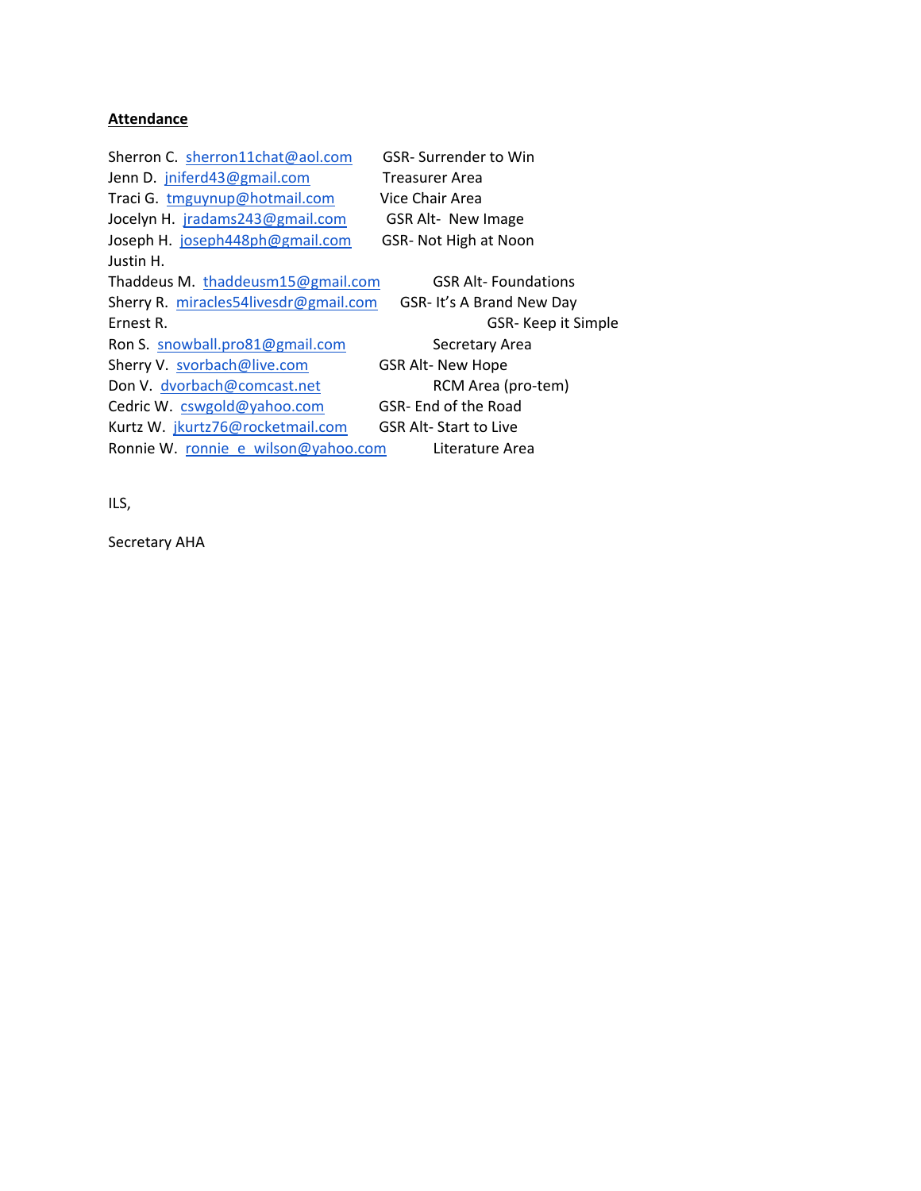**Attendance**

Sherron C. sherron11chat@aol.com GSR- Surrender to Win
Jenn D. jniferd43@gmail.com Treasurer Area
Traci G. tmguynup@hotmail.com Vice Chair Area
Jocelyn H. jradams243@gmail.com GSR Alt- New Image
Joseph H. joseph448ph@gmail.com GSR- Not High at Noon
Justin H.
Thaddeus M. thaddeusm15@gmail.com GSR Alt- Foundations
Sherry R. miracles54livesdr@gmail.com GSR- It's A Brand New Day
Ernest R. GSR- Keep it Simple
Ron S. snowball.pro81@gmail.com Secretary Area
Sherry V. svorbach@live.com GSR Alt- New Hope
Don V. dvorbach@comcast.net RCM Area (pro-tem)
Cedric W. cswgold@yahoo.com GSR- End of the Road
Kurtz W. jkurtz76@rocketmail.com GSR Alt- Start to Live
Ronnie W. ronnie_e_wilson@yahoo.com Literature Area

ILS,

Secretary AHA